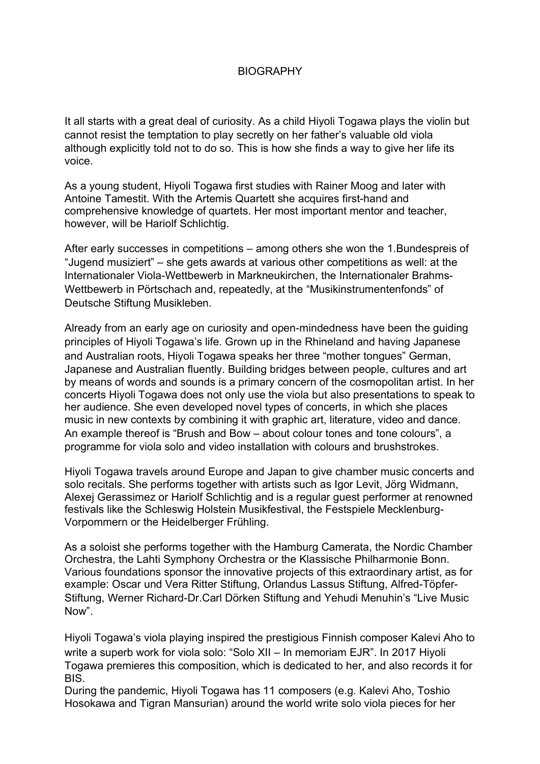# BIOGRAPHY

It all starts with a great deal of curiosity. As a child Hiyoli Togawa plays the violin but cannot resist the temptation to play secretly on her father's valuable old viola although explicitly told not to do so. This is how she finds a way to give her life its voice.

As a young student, Hiyoli Togawa first studies with Rainer Moog and later with Antoine Tamestit. With the Artemis Quartett she acquires first-hand and comprehensive knowledge of quartets. Her most important mentor and teacher, however, will be Hariolf Schlichtig.

After early successes in competitions – among others she won the 1.Bundespreis of "Jugend musiziert" – she gets awards at various other competitions as well: at the Internationaler Viola-Wettbewerb in Markneukirchen, the Internationaler Brahms-Wettbewerb in Pörtschach and, repeatedly, at the "Musikinstrumentenfonds" of Deutsche Stiftung Musikleben.

Already from an early age on curiosity and open-mindedness have been the guiding principles of Hiyoli Togawa's life. Grown up in the Rhineland and having Japanese and Australian roots, Hiyoli Togawa speaks her three "mother tongues" German, Japanese and Australian fluently. Building bridges between people, cultures and art by means of words and sounds is a primary concern of the cosmopolitan artist. In her concerts Hiyoli Togawa does not only use the viola but also presentations to speak to her audience. She even developed novel types of concerts, in which she places music in new contexts by combining it with graphic art, literature, video and dance. An example thereof is "Brush and Bow – about colour tones and tone colours", a programme for viola solo and video installation with colours and brushstrokes.

Hiyoli Togawa travels around Europe and Japan to give chamber music concerts and solo recitals. She performs together with artists such as Igor Levit, Jörg Widmann, Alexej Gerassimez or Hariolf Schlichtig and is a regular guest performer at renowned festivals like the Schleswig Holstein Musikfestival, the Festspiele Mecklenburg-Vorpommern or the Heidelberger Frühling.

As a soloist she performs together with the Hamburg Camerata, the Nordic Chamber Orchestra, the Lahti Symphony Orchestra or the Klassische Philharmonie Bonn. Various foundations sponsor the innovative projects of this extraordinary artist, as for example: Oscar und Vera Ritter Stiftung, Orlandus Lassus Stiftung, Alfred-Töpfer-Stiftung, Werner Richard-Dr.Carl Dörken Stiftung and Yehudi Menuhin's "Live Music Now".

Hiyoli Togawa's viola playing inspired the prestigious Finnish composer Kalevi Aho to write a superb work for viola solo: "Solo XII – In memoriam EJR". In 2017 Hiyoli Togawa premieres this composition, which is dedicated to her, and also records it for BIS.
During the pandemic, Hiyoli Togawa has 11 composers (e.g. Kalevi Aho, Toshio Hosokawa and Tigran Mansurian) around the world write solo viola pieces for her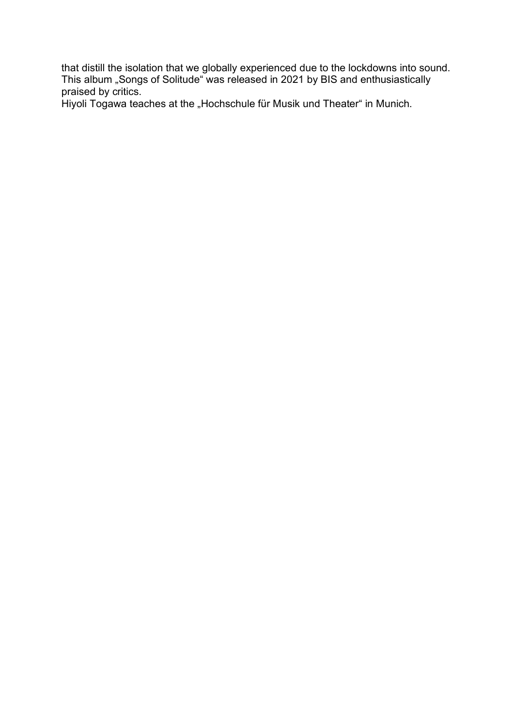that distill the isolation that we globally experienced due to the lockdowns into sound. This album „Songs of Solitude“ was released in 2021 by BIS and enthusiastically praised by critics.

Hiyoli Togawa teaches at the „Hochschule für Musik und Theater“ in Munich.